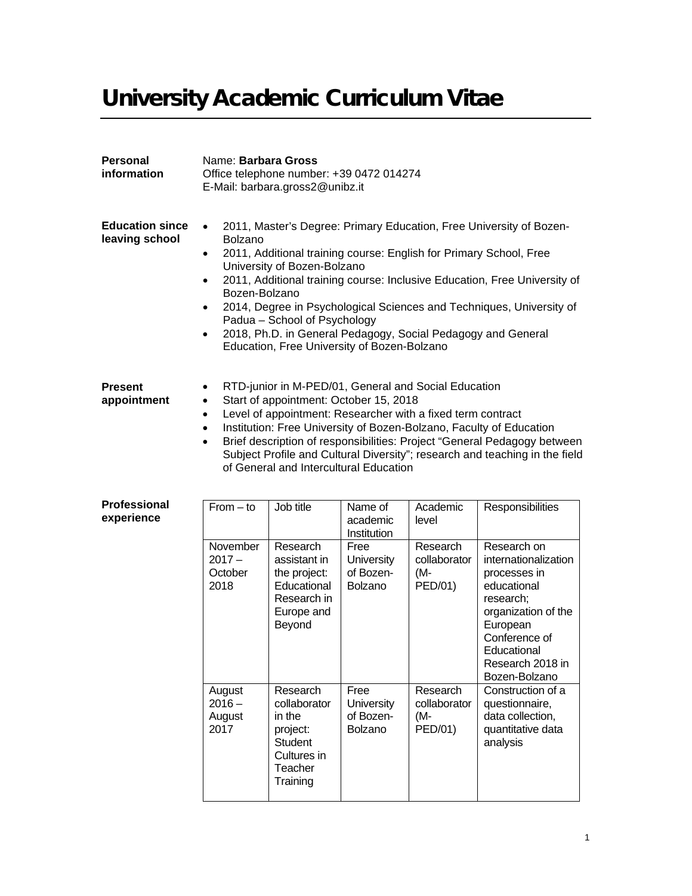# University Academic Curriculum Vitae

**Personal information**

Name: **Barbara Gross**
Office telephone number: +39 0472 014274
E-Mail: barbara.gross2@unibz.it

**Education since leaving school**

- 2011, Master's Degree: Primary Education, Free University of Bozen-Bolzano
- 2011, Additional training course: English for Primary School, Free University of Bozen-Bolzano
- 2011, Additional training course: Inclusive Education, Free University of Bozen-Bolzano
- 2014, Degree in Psychological Sciences and Techniques, University of Padua – School of Psychology
- 2018, Ph.D. in General Pedagogy, Social Pedagogy and General Education, Free University of Bozen-Bolzano

**Present appointment**

- RTD-junior in M-PED/01, General and Social Education
- Start of appointment: October 15, 2018
- Level of appointment: Researcher with a fixed term contract
- Institution: Free University of Bozen-Bolzano, Faculty of Education
- Brief description of responsibilities: Project "General Pedagogy between Subject Profile and Cultural Diversity"; research and teaching in the field of General and Intercultural Education

**Professional experience**

| From – to | Job title | Name of academic Institution | Academic level | Responsibilities |
|---|---|---|---|---|
| November 2017 – October 2018 | Research assistant in the project: Educational Research in Europe and Beyond | Free University of Bozen-Bolzano | Research collaborator (M-PED/01) | Research on internationalization processes in educational research; organization of the European Conference of Educational Research 2018 in Bozen-Bolzano |
| August 2016 – August 2017 | Research collaborator in the project: Student Cultures in Teacher Training | Free University of Bozen-Bolzano | Research collaborator (M-PED/01) | Construction of a questionnaire, data collection, quantitative data analysis |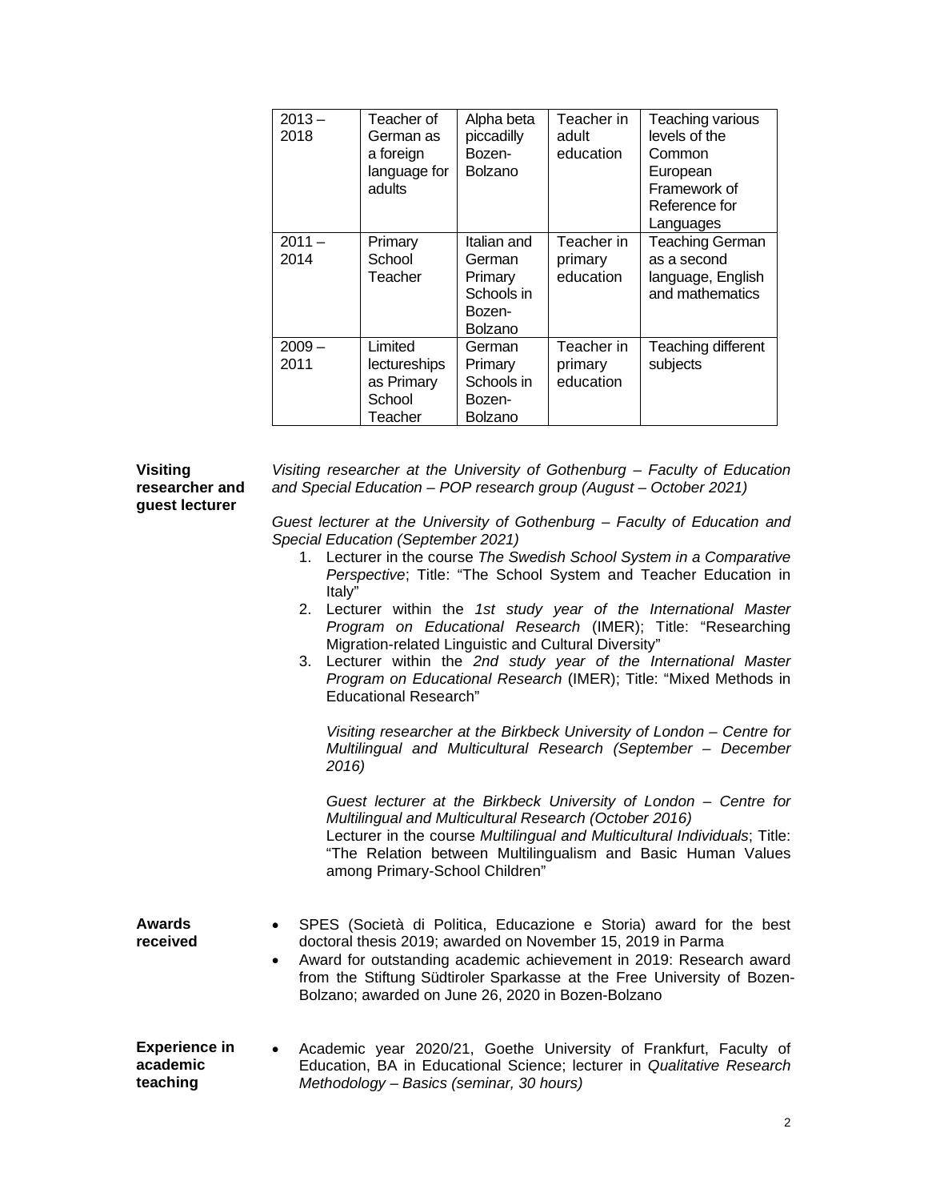| | | | | |
|---|---|---|---|---|
| 2013 – 2018 | Teacher of German as a foreign language for adults | Alpha beta piccadilly Bozen-Bolzano | Teacher in adult education | Teaching various levels of the Common European Framework of Reference for Languages |
| 2011 – 2014 | Primary School Teacher | Italian and German Primary Schools in Bozen-Bolzano | Teacher in primary education | Teaching German as a second language, English and mathematics |
| 2009 – 2011 | Limited lectureships as Primary School Teacher | German Primary Schools in Bozen-Bolzano | Teacher in primary education | Teaching different subjects |

**Visiting researcher and guest lecturer**

*Visiting researcher at the University of Gothenburg – Faculty of Education and Special Education – POP research group (August – October 2021)*

*Guest lecturer at the University of Gothenburg – Faculty of Education and Special Education (September 2021)*

1. Lecturer in the course *The Swedish School System in a Comparative Perspective*; Title: "The School System and Teacher Education in Italy"
2. Lecturer within the *1st study year of the International Master Program on Educational Research* (IMER); Title: "Researching Migration-related Linguistic and Cultural Diversity"
3. Lecturer within the *2nd study year of the International Master Program on Educational Research* (IMER); Title: "Mixed Methods in Educational Research"

*Visiting researcher at the Birkbeck University of London – Centre for Multilingual and Multicultural Research (September – December 2016)*

*Guest lecturer at the Birkbeck University of London – Centre for Multilingual and Multicultural Research (October 2016)*
Lecturer in the course *Multilingual and Multicultural Individuals*; Title: "The Relation between Multilingualism and Basic Human Values among Primary-School Children"

**Awards received**

- SPES (Società di Politica, Educazione e Storia) award for the best doctoral thesis 2019; awarded on November 15, 2019 in Parma
- Award for outstanding academic achievement in 2019: Research award from the Stiftung Südtiroler Sparkasse at the Free University of Bozen-Bolzano; awarded on June 26, 2020 in Bozen-Bolzano

**Experience in academic teaching**

- Academic year 2020/21, Goethe University of Frankfurt, Faculty of Education, BA in Educational Science; lecturer in *Qualitative Research Methodology – Basics (seminar, 30 hours)*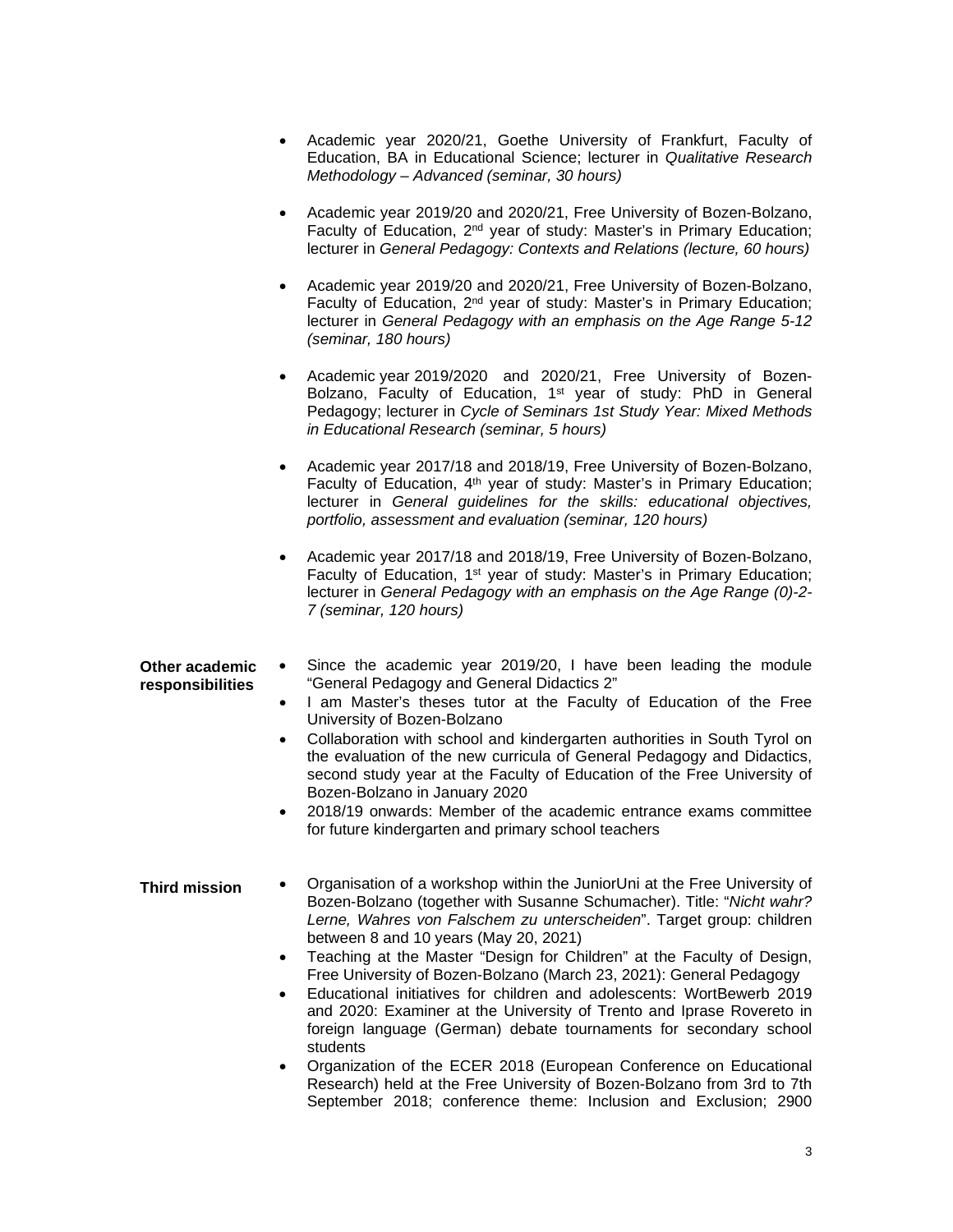- Academic year 2020/21, Goethe University of Frankfurt, Faculty of Education, BA in Educational Science; lecturer in *Qualitative Research Methodology – Advanced (seminar, 30 hours)*

- Academic year 2019/20 and 2020/21, Free University of Bozen-Bolzano, Faculty of Education, 2nd year of study: Master's in Primary Education; lecturer in *General Pedagogy: Contexts and Relations (lecture, 60 hours)*

- Academic year 2019/20 and 2020/21, Free University of Bozen-Bolzano, Faculty of Education, 2nd year of study: Master's in Primary Education; lecturer in *General Pedagogy with an emphasis on the Age Range 5-12 (seminar, 180 hours)*

- Academic year 2019/2020 and 2020/21, Free University of Bozen-Bolzano, Faculty of Education, 1st year of study: PhD in General Pedagogy; lecturer in *Cycle of Seminars 1st Study Year: Mixed Methods in Educational Research (seminar, 5 hours)*

- Academic year 2017/18 and 2018/19, Free University of Bozen-Bolzano, Faculty of Education, 4th year of study: Master's in Primary Education; lecturer in *General guidelines for the skills: educational objectives, portfolio, assessment and evaluation (seminar, 120 hours)*

- Academic year 2017/18 and 2018/19, Free University of Bozen-Bolzano, Faculty of Education, 1st year of study: Master's in Primary Education; lecturer in *General Pedagogy with an emphasis on the Age Range (0)-2-7 (seminar, 120 hours)*

**Other academic responsibilities**

- Since the academic year 2019/20, I have been leading the module "General Pedagogy and General Didactics 2"
- I am Master's theses tutor at the Faculty of Education of the Free University of Bozen-Bolzano
- Collaboration with school and kindergarten authorities in South Tyrol on the evaluation of the new curricula of General Pedagogy and Didactics, second study year at the Faculty of Education of the Free University of Bozen-Bolzano in January 2020
- 2018/19 onwards: Member of the academic entrance exams committee for future kindergarten and primary school teachers

**Third mission**

- Organisation of a workshop within the JuniorUni at the Free University of Bozen-Bolzano (together with Susanne Schumacher). Title: "*Nicht wahr? Lerne, Wahres von Falschem zu unterscheiden*". Target group: children between 8 and 10 years (May 20, 2021)
- Teaching at the Master "Design for Children" at the Faculty of Design, Free University of Bozen-Bolzano (March 23, 2021): General Pedagogy
- Educational initiatives for children and adolescents: WortBewerb 2019 and 2020: Examiner at the University of Trento and Iprase Rovereto in foreign language (German) debate tournaments for secondary school students
- Organization of the ECER 2018 (European Conference on Educational Research) held at the Free University of Bozen-Bolzano from 3rd to 7th September 2018; conference theme: Inclusion and Exclusion; 2900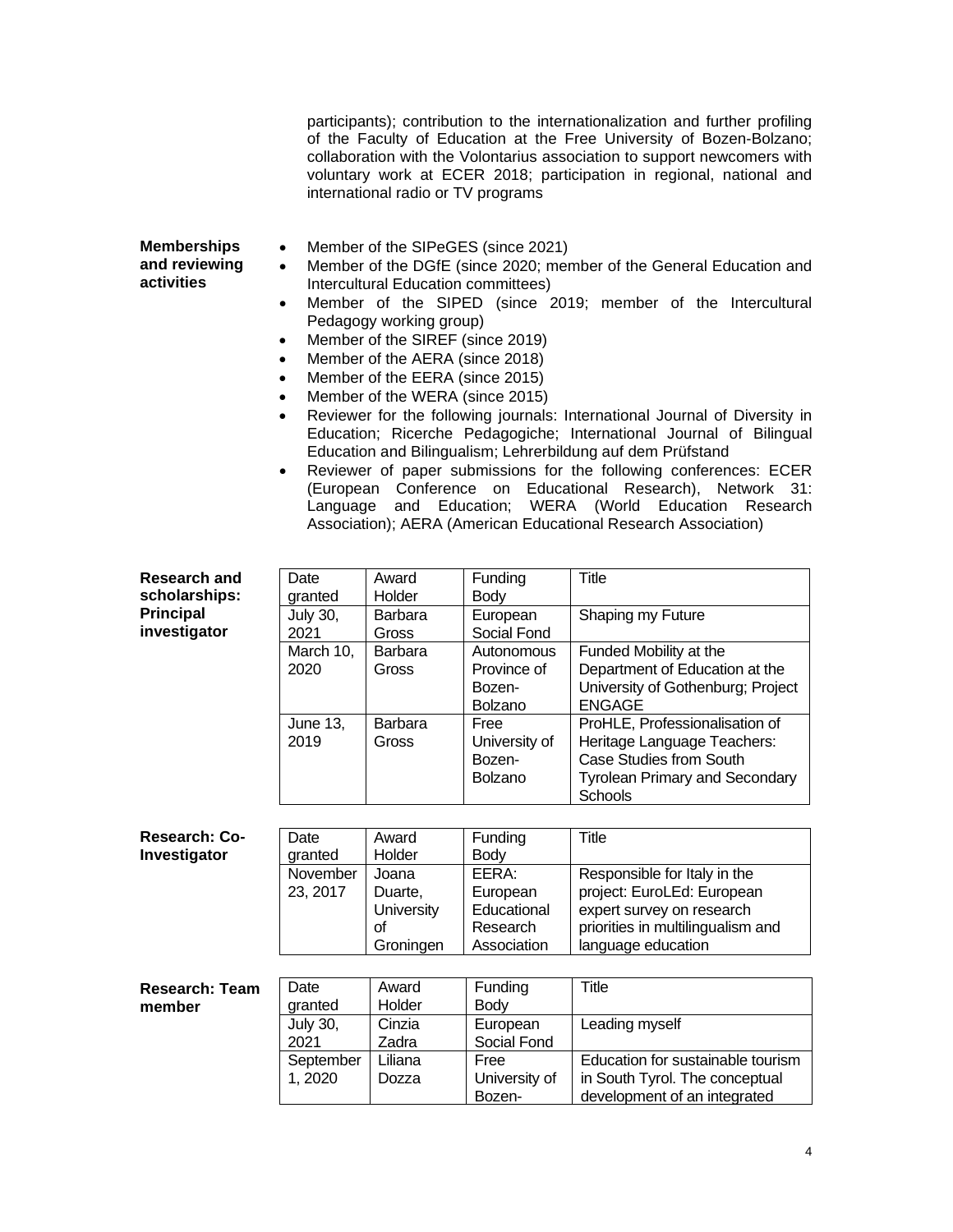participants); contribution to the internationalization and further profiling of the Faculty of Education at the Free University of Bozen-Bolzano; collaboration with the Volontarius association to support newcomers with voluntary work at ECER 2018; participation in regional, national and international radio or TV programs

**Memberships and reviewing activities**

- Member of the SIPeGES (since 2021)
- Member of the DGfE (since 2020; member of the General Education and Intercultural Education committees)
- Member of the SIPED (since 2019; member of the Intercultural Pedagogy working group)
- Member of the SIREF (since 2019)
- Member of the AERA (since 2018)
- Member of the EERA (since 2015)
- Member of the WERA (since 2015)
- Reviewer for the following journals: International Journal of Diversity in Education; Ricerche Pedagogiche; International Journal of Bilingual Education and Bilingualism; Lehrerbildung auf dem Prüfstand
- Reviewer of paper submissions for the following conferences: ECER (European Conference on Educational Research), Network 31: Language and Education; WERA (World Education Research Association); AERA (American Educational Research Association)

**Research and scholarships: Principal investigator**

| Date granted | Award Holder | Funding Body | Title |
|---|---|---|---|
| July 30, 2021 | Barbara Gross | European Social Fond | Shaping my Future |
| March 10, 2020 | Barbara Gross | Autonomous Province of Bozen-Bolzano | Funded Mobility at the Department of Education at the University of Gothenburg; Project ENGAGE |
| June 13, 2019 | Barbara Gross | Free University of Bozen-Bolzano | ProHLE, Professionalisation of Heritage Language Teachers: Case Studies from South Tyrolean Primary and Secondary Schools |

**Research: Co-Investigator**

| Date granted | Award Holder | Funding Body | Title |
|---|---|---|---|
| November 23, 2017 | Joana Duarte, University of Groningen | EERA: European Educational Research Association | Responsible for Italy in the project: EuroLEd: European expert survey on research priorities in multilingualism and language education |

**Research: Team member**

| Date granted | Award Holder | Funding Body | Title |
|---|---|---|---|
| July 30, 2021 | Cinzia Zadra | European Social Fond | Leading myself |
| September 1, 2020 | Liliana Dozza | Free University of Bozen- | Education for sustainable tourism in South Tyrol. The conceptual development of an integrated |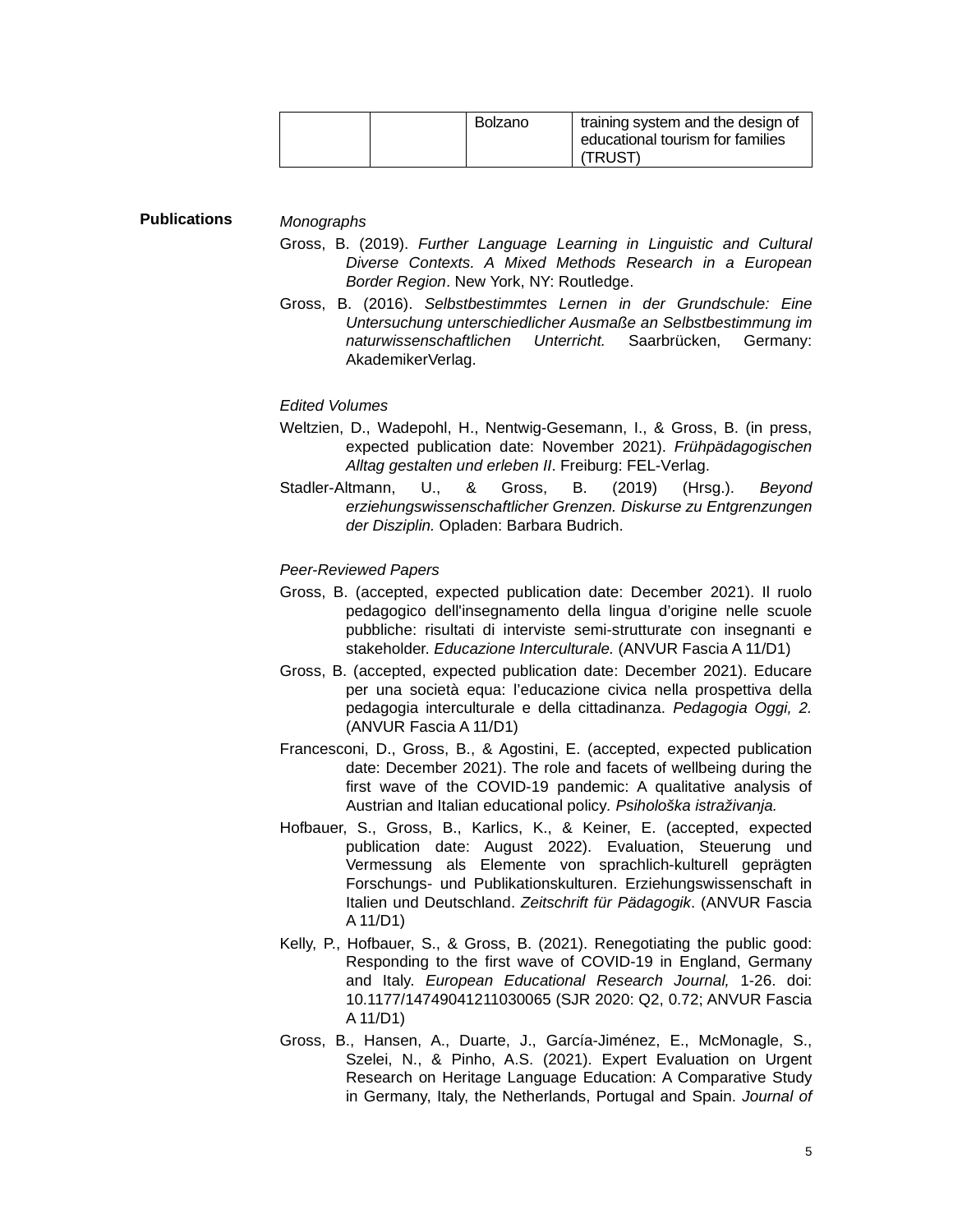|  |  | Bolzano | training system and the design of educational tourism for families (TRUST) |
|---|---|---|---|

**Publications**

*Monographs*

Gross, B. (2019). *Further Language Learning in Linguistic and Cultural Diverse Contexts. A Mixed Methods Research in a European Border Region*. New York, NY: Routledge.

Gross, B. (2016). *Selbstbestimmtes Lernen in der Grundschule: Eine Untersuchung unterschiedlicher Ausmaße an Selbstbestimmung im naturwissenschaftlichen Unterricht.* Saarbrücken, Germany: AkademikerVerlag.

*Edited Volumes*

Weltzien, D., Wadepohl, H., Nentwig-Gesemann, I., & Gross, B. (in press, expected publication date: November 2021). *Frühpädagogischen Alltag gestalten und erleben II*. Freiburg: FEL-Verlag.

Stadler-Altmann, U., & Gross, B. (2019) (Hrsg.). *Beyond erziehungswissenschaftlicher Grenzen. Diskurse zu Entgrenzungen der Disziplin.* Opladen: Barbara Budrich.

*Peer-Reviewed Papers*

Gross, B. (accepted, expected publication date: December 2021). Il ruolo pedagogico dell'insegnamento della lingua d'origine nelle scuole pubbliche: risultati di interviste semi-strutturate con insegnanti e stakeholder. *Educazione Interculturale.* (ANVUR Fascia A 11/D1)

Gross, B. (accepted, expected publication date: December 2021). Educare per una società equa: l'educazione civica nella prospettiva della pedagogia interculturale e della cittadinanza. *Pedagogia Oggi, 2.* (ANVUR Fascia A 11/D1)

Francesconi, D., Gross, B., & Agostini, E. (accepted, expected publication date: December 2021). The role and facets of wellbeing during the first wave of the COVID-19 pandemic: A qualitative analysis of Austrian and Italian educational policy. *Psihološka istraživanja.*

Hofbauer, S., Gross, B., Karlics, K., & Keiner, E. (accepted, expected publication date: August 2022). Evaluation, Steuerung und Vermessung als Elemente von sprachlich-kulturell geprägten Forschungs- und Publikationskulturen. Erziehungswissenschaft in Italien und Deutschland. *Zeitschrift für Pädagogik*. (ANVUR Fascia A 11/D1)

Kelly, P., Hofbauer, S., & Gross, B. (2021). Renegotiating the public good: Responding to the first wave of COVID-19 in England, Germany and Italy. *European Educational Research Journal,* 1-26. doi: 10.1177/14749041211030065 (SJR 2020: Q2, 0.72; ANVUR Fascia A 11/D1)

Gross, B., Hansen, A., Duarte, J., García-Jiménez, E., McMonagle, S., Szelei, N., & Pinho, A.S. (2021). Expert Evaluation on Urgent Research on Heritage Language Education: A Comparative Study in Germany, Italy, the Netherlands, Portugal and Spain. *Journal of*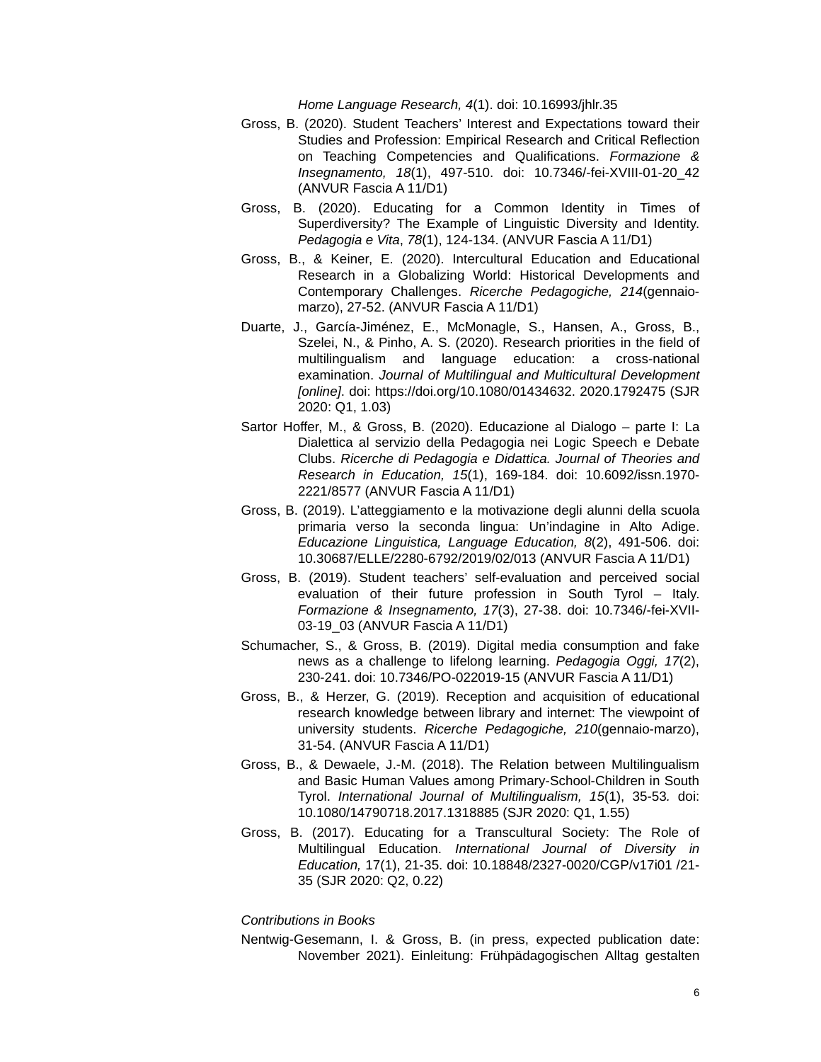*Home Language Research, 4*(1). doi: 10.16993/jhlr.35

Gross, B. (2020). Student Teachers' Interest and Expectations toward their Studies and Profession: Empirical Research and Critical Reflection on Teaching Competencies and Qualifications. *Formazione & Insegnamento, 18*(1), 497-510. doi: 10.7346/-fei-XVIII-01-20_42 (ANVUR Fascia A 11/D1)

Gross, B. (2020). Educating for a Common Identity in Times of Superdiversity? The Example of Linguistic Diversity and Identity. *Pedagogia e Vita*, *78*(1), 124-134. (ANVUR Fascia A 11/D1)

Gross, B., & Keiner, E. (2020). Intercultural Education and Educational Research in a Globalizing World: Historical Developments and Contemporary Challenges. *Ricerche Pedagogiche, 214*(gennaio-marzo), 27-52. (ANVUR Fascia A 11/D1)

Duarte, J., García-Jiménez, E., McMonagle, S., Hansen, A., Gross, B., Szelei, N., & Pinho, A. S. (2020). Research priorities in the field of multilingualism and language education: a cross-national examination. *Journal of Multilingual and Multicultural Development [online]*. doi: https://doi.org/10.1080/01434632. 2020.1792475 (SJR 2020: Q1, 1.03)

Sartor Hoffer, M., & Gross, B. (2020). Educazione al Dialogo – parte I: La Dialettica al servizio della Pedagogia nei Logic Speech e Debate Clubs. *Ricerche di Pedagogia e Didattica. Journal of Theories and Research in Education, 15*(1), 169-184. doi: 10.6092/issn.1970-2221/8577 (ANVUR Fascia A 11/D1)

Gross, B. (2019). L'atteggiamento e la motivazione degli alunni della scuola primaria verso la seconda lingua: Un'indagine in Alto Adige. *Educazione Linguistica, Language Education, 8*(2), 491-506. doi: 10.30687/ELLE/2280-6792/2019/02/013 (ANVUR Fascia A 11/D1)

Gross, B. (2019). Student teachers' self-evaluation and perceived social evaluation of their future profession in South Tyrol – Italy. *Formazione & Insegnamento, 17*(3), 27-38. doi: 10.7346/-fei-XVII-03-19_03 (ANVUR Fascia A 11/D1)

Schumacher, S., & Gross, B. (2019). Digital media consumption and fake news as a challenge to lifelong learning. *Pedagogia Oggi, 17*(2), 230-241. doi: 10.7346/PO-022019-15 (ANVUR Fascia A 11/D1)

Gross, B., & Herzer, G. (2019). Reception and acquisition of educational research knowledge between library and internet: The viewpoint of university students. *Ricerche Pedagogiche, 210*(gennaio-marzo), 31-54. (ANVUR Fascia A 11/D1)

Gross, B., & Dewaele, J.-M. (2018). The Relation between Multilingualism and Basic Human Values among Primary-School-Children in South Tyrol. *International Journal of Multilingualism, 15*(1), 35-53. doi: 10.1080/14790718.2017.1318885 (SJR 2020: Q1, 1.55)

Gross, B. (2017). Educating for a Transcultural Society: The Role of Multilingual Education. *International Journal of Diversity in Education,* 17(1), 21-35. doi: 10.18848/2327-0020/CGP/v17i01 /21-35 (SJR 2020: Q2, 0.22)

*Contributions in Books*

Nentwig-Gesemann, I. & Gross, B. (in press, expected publication date: November 2021). Einleitung: Frühpädagogischen Alltag gestalten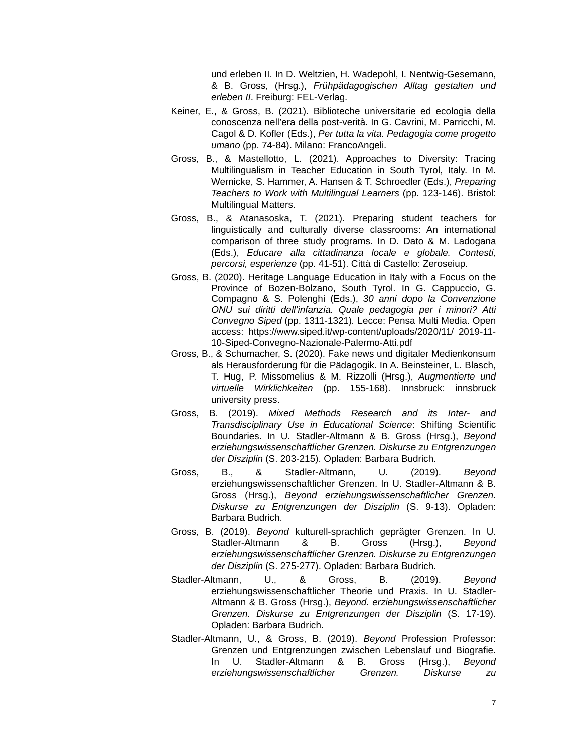und erleben II. In D. Weltzien, H. Wadepohl, I. Nentwig-Gesemann, & B. Gross, (Hrsg.), *Frühpädagogischen Alltag gestalten und erleben II*. Freiburg: FEL-Verlag.

Keiner, E., & Gross, B. (2021). Biblioteche universitarie ed ecologia della conoscenza nell'era della post-verità. In G. Cavrini, M. Parricchi, M. Cagol & D. Kofler (Eds.), *Per tutta la vita. Pedagogia come progetto umano* (pp. 74-84). Milano: FrancoAngeli.

Gross, B., & Mastellotto, L. (2021). Approaches to Diversity: Tracing Multilingualism in Teacher Education in South Tyrol, Italy. In M. Wernicke, S. Hammer, A. Hansen & T. Schroedler (Eds.), *Preparing Teachers to Work with Multilingual Learners* (pp. 123-146). Bristol: Multilingual Matters.

Gross, B., & Atanasoska, T. (2021). Preparing student teachers for linguistically and culturally diverse classrooms: An international comparison of three study programs. In D. Dato & M. Ladogana (Eds.), *Educare alla cittadinanza locale e globale. Contesti, percorsi, esperienze* (pp. 41-51). Città di Castello: Zeroseiup.

Gross, B. (2020). Heritage Language Education in Italy with a Focus on the Province of Bozen-Bolzano, South Tyrol. In G. Cappuccio, G. Compagno & S. Polenghi (Eds.), *30 anni dopo la Convenzione ONU sui diritti dell'infanzia. Quale pedagogia per i minori? Atti Convegno Siped* (pp. 1311-1321). Lecce: Pensa Multi Media. Open access: https://www.siped.it/wp-content/uploads/2020/11/ 2019-11-10-Siped-Convegno-Nazionale-Palermo-Atti.pdf

Gross, B., & Schumacher, S. (2020). Fake news und digitaler Medienkonsum als Herausforderung für die Pädagogik. In A. Beinsteiner, L. Blasch, T. Hug, P. Missomelius & M. Rizzolli (Hrsg.), *Augmentierte und virtuelle Wirklichkeiten* (pp. 155-168). Innsbruck: innsbruck university press.

Gross, B. (2019). *Mixed Methods Research and its Inter- and Transdisciplinary Use in Educational Science*: Shifting Scientific Boundaries. In U. Stadler-Altmann & B. Gross (Hrsg.), *Beyond erziehungswissenschaftlicher Grenzen. Diskurse zu Entgrenzungen der Disziplin* (S. 203-215). Opladen: Barbara Budrich.

Gross, B., & Stadler-Altmann, U. (2019). *Beyond* erziehungswissenschaftlicher Grenzen. In U. Stadler-Altmann & B. Gross (Hrsg.), *Beyond erziehungswissenschaftlicher Grenzen. Diskurse zu Entgrenzungen der Disziplin* (S. 9-13). Opladen: Barbara Budrich.

Gross, B. (2019). *Beyond* kulturell-sprachlich geprägter Grenzen. In U. Stadler-Altmann & B. Gross (Hrsg.), *Beyond erziehungswissenschaftlicher Grenzen. Diskurse zu Entgrenzungen der Disziplin* (S. 275-277). Opladen: Barbara Budrich.

Stadler-Altmann, U., & Gross, B. (2019). *Beyond* erziehungswissenschaftlicher Theorie und Praxis. In U. Stadler-Altmann & B. Gross (Hrsg.), *Beyond. erziehungswissenschaftlicher Grenzen. Diskurse zu Entgrenzungen der Disziplin* (S. 17-19). Opladen: Barbara Budrich.

Stadler-Altmann, U., & Gross, B. (2019). *Beyond* Profession Professor: Grenzen und Entgrenzungen zwischen Lebenslauf und Biografie. In U. Stadler-Altmann & B. Gross (Hrsg.), *Beyond erziehungswissenschaftlicher Grenzen. Diskurse zu*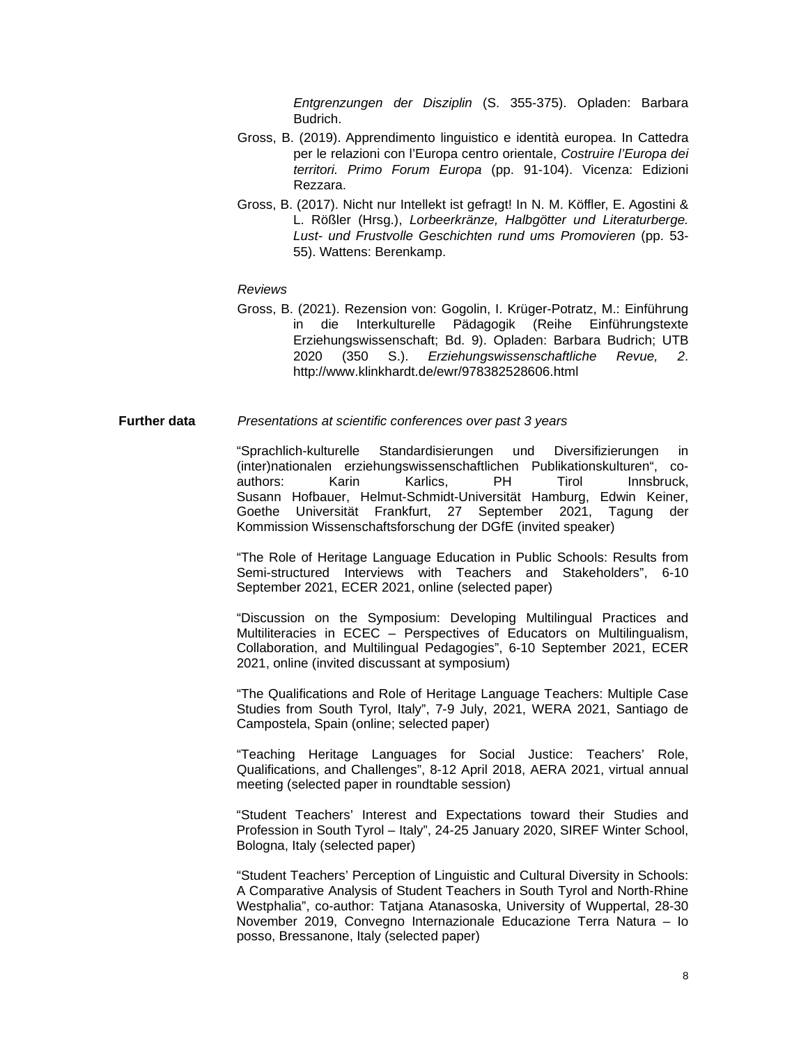*Entgrenzungen der Disziplin* (S. 355-375). Opladen: Barbara Budrich.

Gross, B. (2019). Apprendimento linguistico e identità europea. In Cattedra per le relazioni con l'Europa centro orientale, *Costruire l'Europa dei territori. Primo Forum Europa* (pp. 91-104). Vicenza: Edizioni Rezzara.

Gross, B. (2017). Nicht nur Intellekt ist gefragt! In N. M. Köffler, E. Agostini & L. Rößler (Hrsg.), *Lorbeerkränze, Halbgötter und Literaturberge. Lust- und Frustvolle Geschichten rund ums Promovieren* (pp. 53-55). Wattens: Berenkamp.

*Reviews*

Gross, B. (2021). Rezension von: Gogolin, I. Krüger-Potratz, M.: Einführung in die Interkulturelle Pädagogik (Reihe Einführungstexte Erziehungswissenschaft; Bd. 9). Opladen: Barbara Budrich; UTB 2020 (350 S.). *Erziehungswissenschaftliche Revue, 2*. http://www.klinkhardt.de/ewr/978382528606.html

**Further data**

*Presentations at scientific conferences over past 3 years*

"Sprachlich-kulturelle Standardisierungen und Diversifizierungen in (inter)nationalen erziehungswissenschaftlichen Publikationskulturen", co-authors: Karin Karlics, PH Tirol Innsbruck, Susann Hofbauer, Helmut-Schmidt-Universität Hamburg, Edwin Keiner, Goethe Universität Frankfurt, 27 September 2021, Tagung der Kommission Wissenschaftsforschung der DGfE (invited speaker)

"The Role of Heritage Language Education in Public Schools: Results from Semi-structured Interviews with Teachers and Stakeholders", 6-10 September 2021, ECER 2021, online (selected paper)

"Discussion on the Symposium: Developing Multilingual Practices and Multiliteracies in ECEC – Perspectives of Educators on Multilingualism, Collaboration, and Multilingual Pedagogies", 6-10 September 2021, ECER 2021, online (invited discussant at symposium)

"The Qualifications and Role of Heritage Language Teachers: Multiple Case Studies from South Tyrol, Italy", 7-9 July, 2021, WERA 2021, Santiago de Campostela, Spain (online; selected paper)

"Teaching Heritage Languages for Social Justice: Teachers' Role, Qualifications, and Challenges", 8-12 April 2018, AERA 2021, virtual annual meeting (selected paper in roundtable session)

"Student Teachers' Interest and Expectations toward their Studies and Profession in South Tyrol – Italy", 24-25 January 2020, SIREF Winter School, Bologna, Italy (selected paper)

"Student Teachers' Perception of Linguistic and Cultural Diversity in Schools: A Comparative Analysis of Student Teachers in South Tyrol and North-Rhine Westphalia", co-author: Tatjana Atanasoska, University of Wuppertal, 28-30 November 2019, Convegno Internazionale Educazione Terra Natura – Io posso, Bressanone, Italy (selected paper)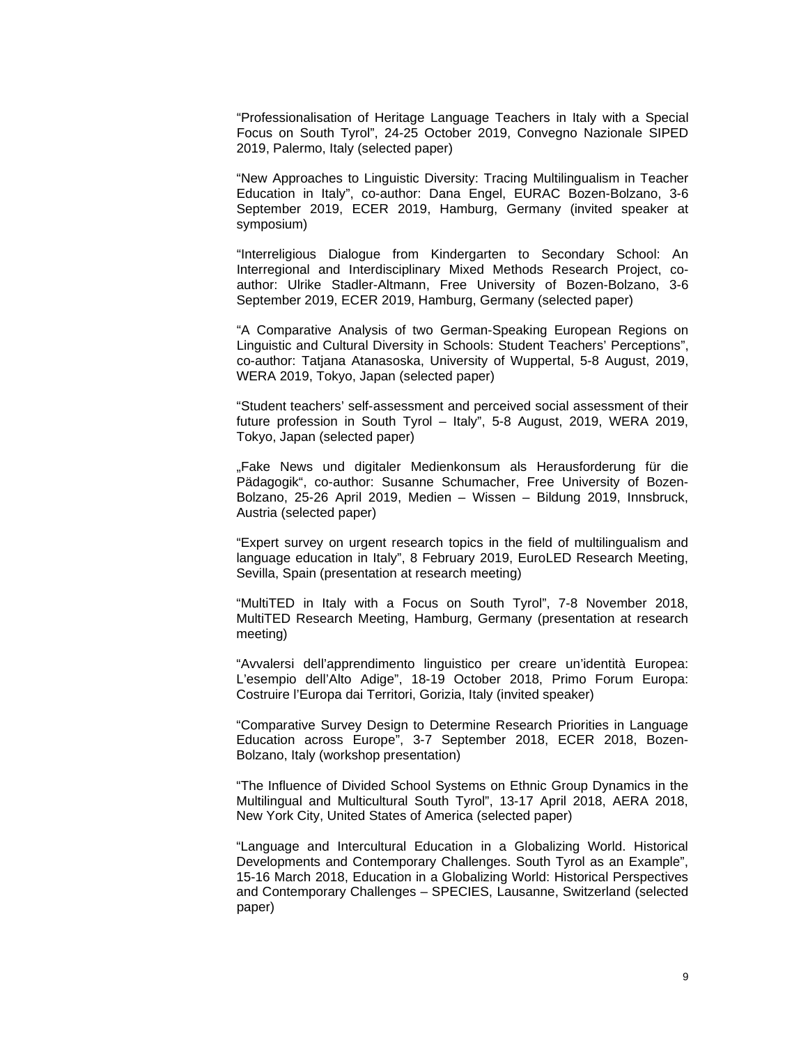“Professionalisation of Heritage Language Teachers in Italy with a Special Focus on South Tyrol”, 24-25 October 2019, Convegno Nazionale SIPED 2019, Palermo, Italy (selected paper)

“New Approaches to Linguistic Diversity: Tracing Multilingualism in Teacher Education in Italy”, co-author: Dana Engel, EURAC Bozen-Bolzano, 3-6 September 2019, ECER 2019, Hamburg, Germany (invited speaker at symposium)

“Interreligious Dialogue from Kindergarten to Secondary School: An Interregional and Interdisciplinary Mixed Methods Research Project, co-author: Ulrike Stadler-Altmann, Free University of Bozen-Bolzano, 3-6 September 2019, ECER 2019, Hamburg, Germany (selected paper)

“A Comparative Analysis of two German-Speaking European Regions on Linguistic and Cultural Diversity in Schools: Student Teachers’ Perceptions”, co-author: Tatjana Atanasoska, University of Wuppertal, 5-8 August, 2019, WERA 2019, Tokyo, Japan (selected paper)

“Student teachers’ self-assessment and perceived social assessment of their future profession in South Tyrol – Italy”, 5-8 August, 2019, WERA 2019, Tokyo, Japan (selected paper)

„Fake News und digitaler Medienkonsum als Herausforderung für die Pädagogik“, co-author: Susanne Schumacher, Free University of Bozen-Bolzano, 25-26 April 2019, Medien – Wissen – Bildung 2019, Innsbruck, Austria (selected paper)

“Expert survey on urgent research topics in the field of multilingualism and language education in Italy”, 8 February 2019, EuroLED Research Meeting, Sevilla, Spain (presentation at research meeting)

“MultiTED in Italy with a Focus on South Tyrol”, 7-8 November 2018, MultiTED Research Meeting, Hamburg, Germany (presentation at research meeting)

“Avvalersi dell’apprendimento linguistico per creare un’identità Europea: L’esempio dell’Alto Adige”, 18-19 October 2018, Primo Forum Europa: Costruire l’Europa dai Territori, Gorizia, Italy (invited speaker)

“Comparative Survey Design to Determine Research Priorities in Language Education across Europe”, 3-7 September 2018, ECER 2018, Bozen-Bolzano, Italy (workshop presentation)

“The Influence of Divided School Systems on Ethnic Group Dynamics in the Multilingual and Multicultural South Tyrol”, 13-17 April 2018, AERA 2018, New York City, United States of America (selected paper)

“Language and Intercultural Education in a Globalizing World. Historical Developments and Contemporary Challenges. South Tyrol as an Example”, 15-16 March 2018, Education in a Globalizing World: Historical Perspectives and Contemporary Challenges – SPECIES, Lausanne, Switzerland (selected paper)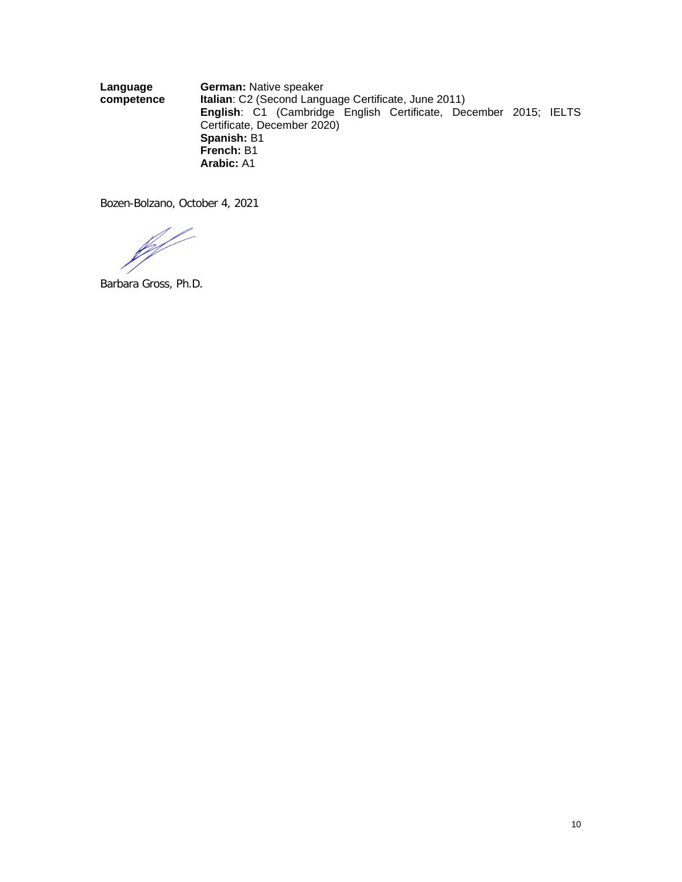| | |
|---|---|
| **Language competence** | **German:** Native speaker<br>**Italian**: C2 (Second Language Certificate, June 2011)<br>**English**: C1 (Cambridge English Certificate, December 2015; IELTS Certificate, December 2020)<br>**Spanish:** B1<br>**French:** B1<br>**Arabic:** A1 |

Bozen-Bolzano, October 4, 2021

Barbara Gross, Ph.D.